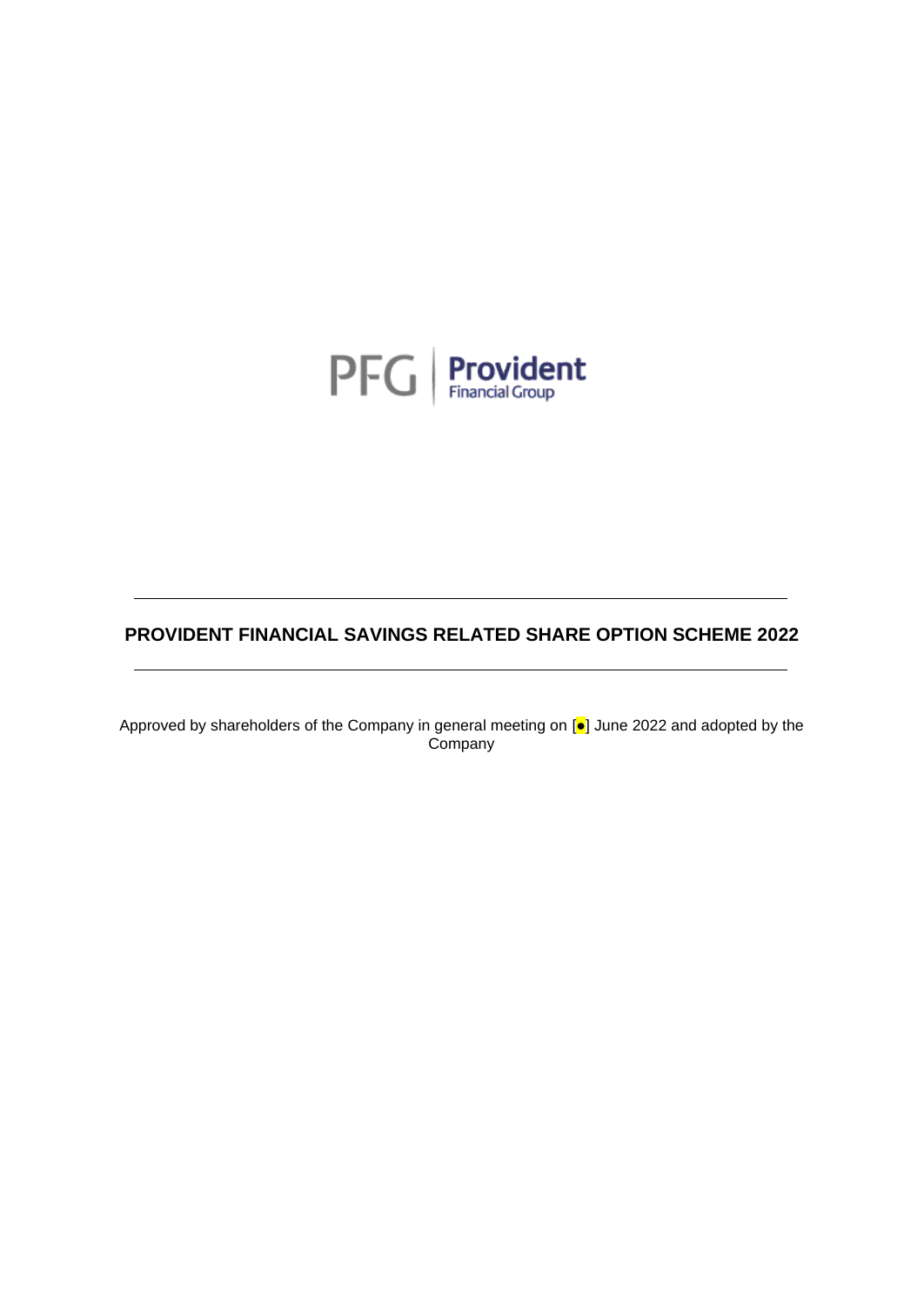PFG | Provident Financial Group

# PROVIDENT FINANCIAL SAVINGS RELATED SHARE OPTION SCHEME 2022

Approved by shareholders of the Company in general meeting on [●] June 2022 and adopted by the Company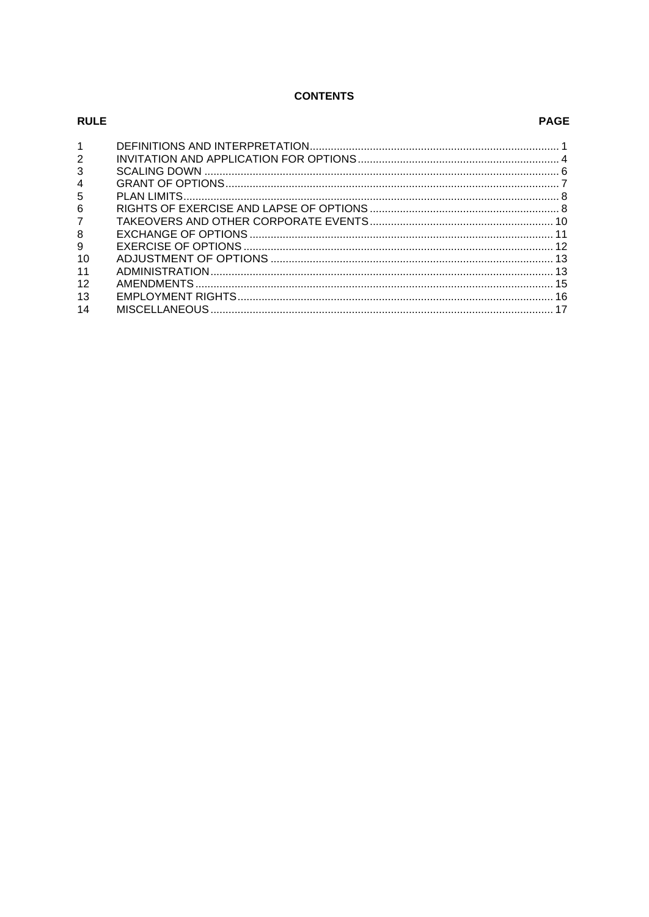**CONTENTS**

| RULE | | PAGE |
|---|---|---|
| 1 | DEFINITIONS AND INTERPRETATION | 1 |
| 2 | INVITATION AND APPLICATION FOR OPTIONS | 4 |
| 3 | SCALING DOWN | 6 |
| 4 | GRANT OF OPTIONS | 7 |
| 5 | PLAN LIMITS | 8 |
| 6 | RIGHTS OF EXERCISE AND LAPSE OF OPTIONS | 8 |
| 7 | TAKEOVERS AND OTHER CORPORATE EVENTS | 10 |
| 8 | EXCHANGE OF OPTIONS | 11 |
| 9 | EXERCISE OF OPTIONS | 12 |
| 10 | ADJUSTMENT OF OPTIONS | 13 |
| 11 | ADMINISTRATION | 13 |
| 12 | AMENDMENTS | 15 |
| 13 | EMPLOYMENT RIGHTS | 16 |
| 14 | MISCELLANEOUS | 17 |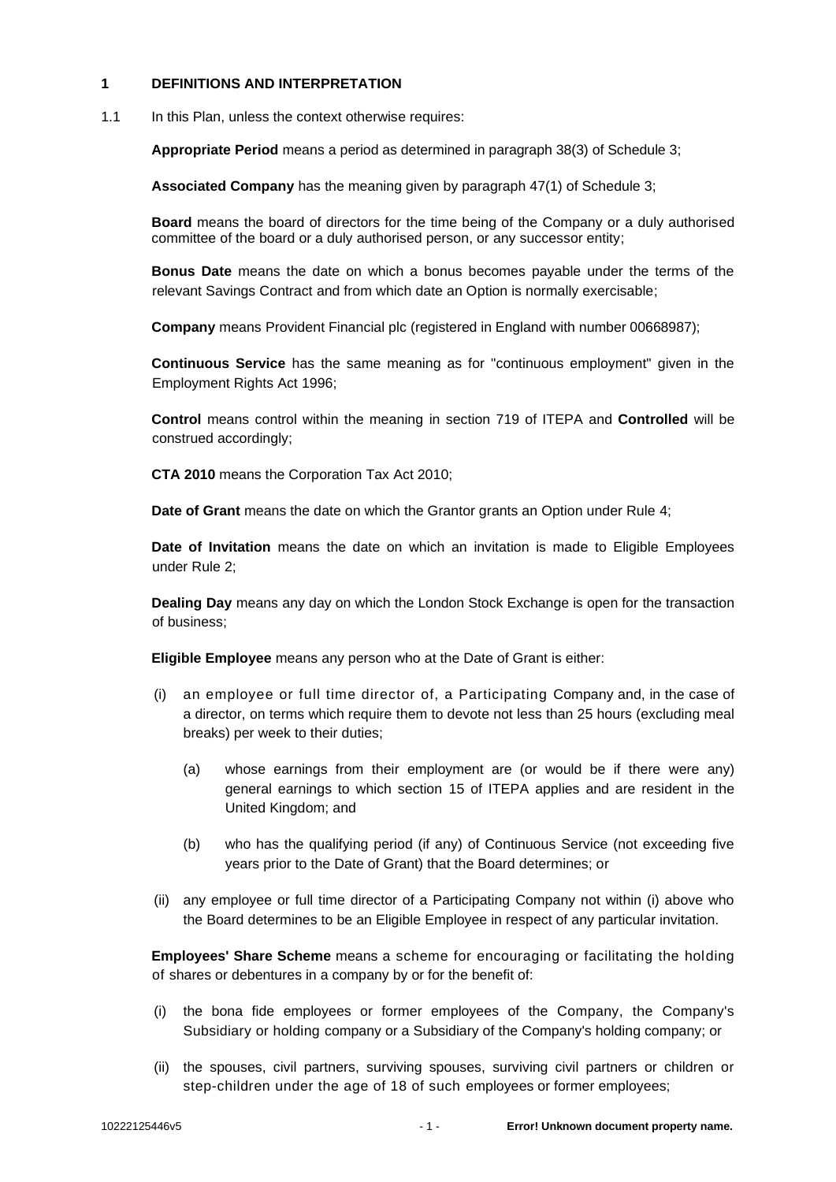## 1 DEFINITIONS AND INTERPRETATION

1.1 In this Plan, unless the context otherwise requires:

**Appropriate Period** means a period as determined in paragraph 38(3) of Schedule 3;

**Associated Company** has the meaning given by paragraph 47(1) of Schedule 3;

**Board** means the board of directors for the time being of the Company or a duly authorised committee of the board or a duly authorised person, or any successor entity;

**Bonus Date** means the date on which a bonus becomes payable under the terms of the relevant Savings Contract and from which date an Option is normally exercisable;

**Company** means Provident Financial plc (registered in England with number 00668987);

**Continuous Service** has the same meaning as for "continuous employment" given in the Employment Rights Act 1996;

**Control** means control within the meaning in section 719 of ITEPA and **Controlled** will be construed accordingly;

**CTA 2010** means the Corporation Tax Act 2010;

**Date of Grant** means the date on which the Grantor grants an Option under Rule 4;

**Date of Invitation** means the date on which an invitation is made to Eligible Employees under Rule 2;

**Dealing Day** means any day on which the London Stock Exchange is open for the transaction of business;

**Eligible Employee** means any person who at the Date of Grant is either:

(i) an employee or full time director of, a Participating Company and, in the case of a director, on terms which require them to devote not less than 25 hours (excluding meal breaks) per week to their duties;

  (a) whose earnings from their employment are (or would be if there were any) general earnings to which section 15 of ITEPA applies and are resident in the United Kingdom; and

  (b) who has the qualifying period (if any) of Continuous Service (not exceeding five years prior to the Date of Grant) that the Board determines; or

(ii) any employee or full time director of a Participating Company not within (i) above who the Board determines to be an Eligible Employee in respect of any particular invitation.

**Employees' Share Scheme** means a scheme for encouraging or facilitating the holding of shares or debentures in a company by or for the benefit of:

(i) the bona fide employees or former employees of the Company, the Company's Subsidiary or holding company or a Subsidiary of the Company's holding company; or

(ii) the spouses, civil partners, surviving spouses, surviving civil partners or children or step-children under the age of 18 of such employees or former employees;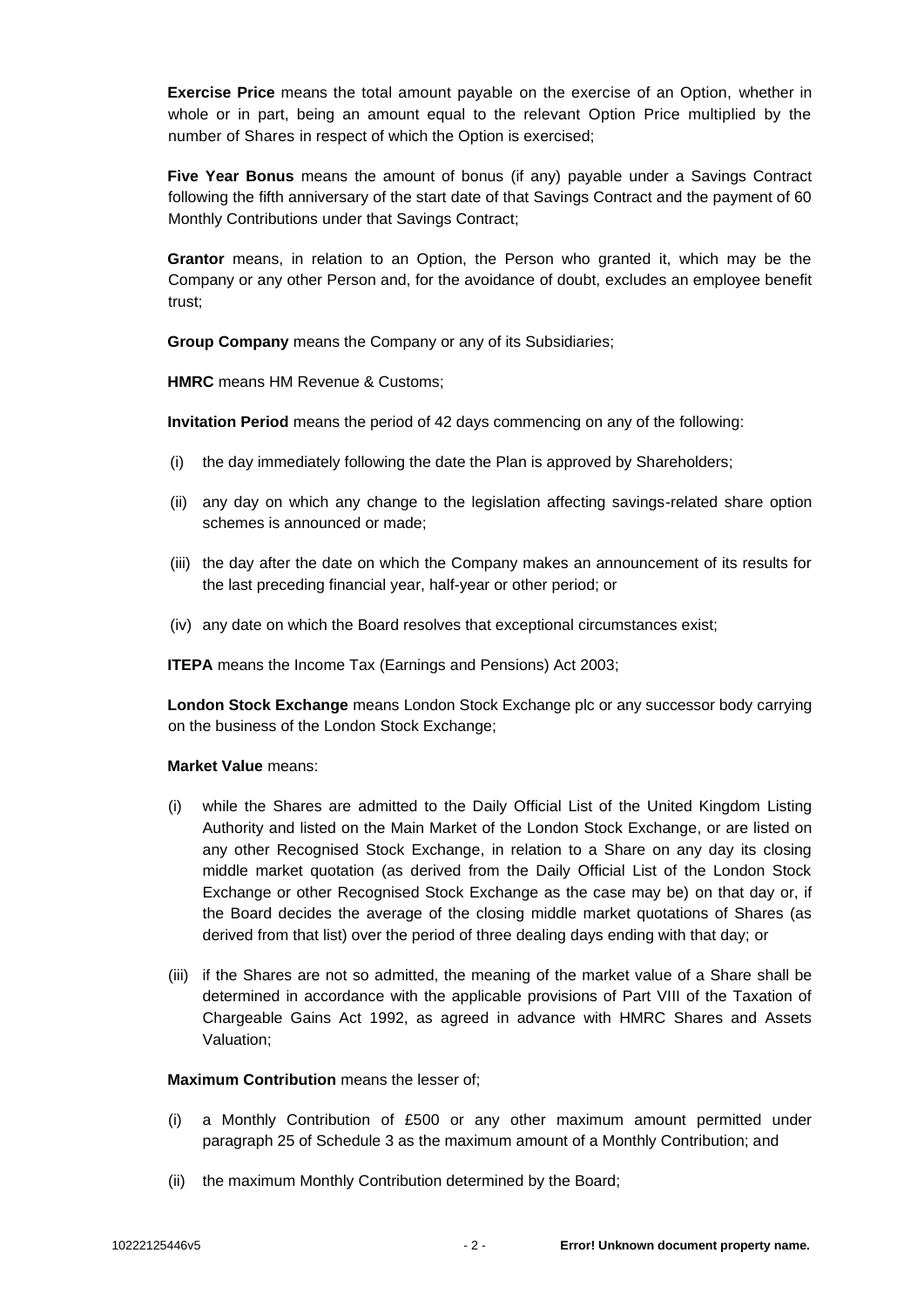**Exercise Price** means the total amount payable on the exercise of an Option, whether in whole or in part, being an amount equal to the relevant Option Price multiplied by the number of Shares in respect of which the Option is exercised;

**Five Year Bonus** means the amount of bonus (if any) payable under a Savings Contract following the fifth anniversary of the start date of that Savings Contract and the payment of 60 Monthly Contributions under that Savings Contract;

**Grantor** means, in relation to an Option, the Person who granted it, which may be the Company or any other Person and, for the avoidance of doubt, excludes an employee benefit trust;

**Group Company** means the Company or any of its Subsidiaries;

**HMRC** means HM Revenue & Customs;

**Invitation Period** means the period of 42 days commencing on any of the following:

(i) the day immediately following the date the Plan is approved by Shareholders;

(ii) any day on which any change to the legislation affecting savings-related share option schemes is announced or made;

(iii) the day after the date on which the Company makes an announcement of its results for the last preceding financial year, half-year or other period; or

(iv) any date on which the Board resolves that exceptional circumstances exist;

**ITEPA** means the Income Tax (Earnings and Pensions) Act 2003;

**London Stock Exchange** means London Stock Exchange plc or any successor body carrying on the business of the London Stock Exchange;

**Market Value** means:

(i) while the Shares are admitted to the Daily Official List of the United Kingdom Listing Authority and listed on the Main Market of the London Stock Exchange, or are listed on any other Recognised Stock Exchange, in relation to a Share on any day its closing middle market quotation (as derived from the Daily Official List of the London Stock Exchange or other Recognised Stock Exchange as the case may be) on that day or, if the Board decides the average of the closing middle market quotations of Shares (as derived from that list) over the period of three dealing days ending with that day; or

(iii) if the Shares are not so admitted, the meaning of the market value of a Share shall be determined in accordance with the applicable provisions of Part VIII of the Taxation of Chargeable Gains Act 1992, as agreed in advance with HMRC Shares and Assets Valuation;

**Maximum Contribution** means the lesser of;

(i) a Monthly Contribution of £500 or any other maximum amount permitted under paragraph 25 of Schedule 3 as the maximum amount of a Monthly Contribution; and

(ii) the maximum Monthly Contribution determined by the Board;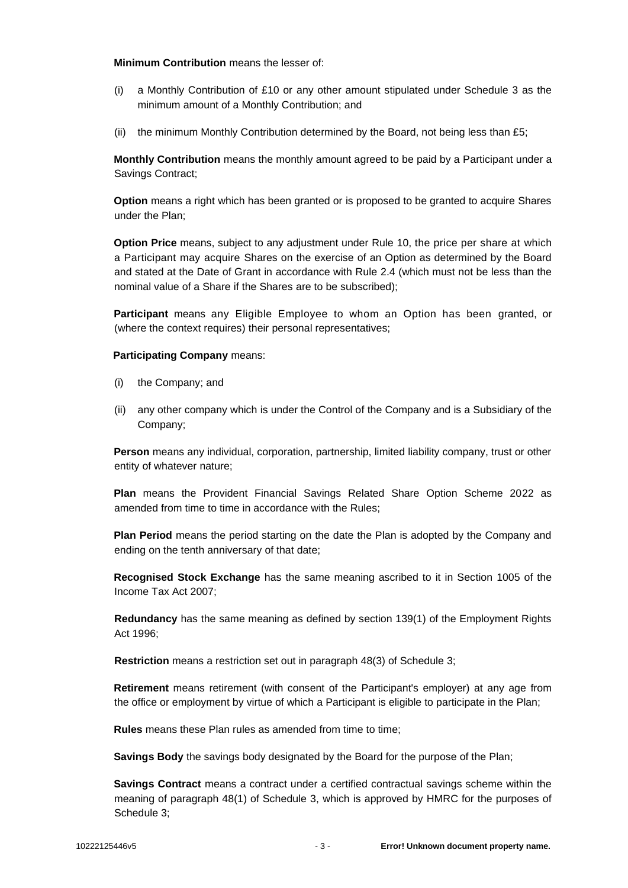**Minimum Contribution** means the lesser of:

(i) a Monthly Contribution of £10 or any other amount stipulated under Schedule 3 as the minimum amount of a Monthly Contribution; and

(ii) the minimum Monthly Contribution determined by the Board, not being less than £5;

**Monthly Contribution** means the monthly amount agreed to be paid by a Participant under a Savings Contract;

**Option** means a right which has been granted or is proposed to be granted to acquire Shares under the Plan;

**Option Price** means, subject to any adjustment under Rule 10, the price per share at which a Participant may acquire Shares on the exercise of an Option as determined by the Board and stated at the Date of Grant in accordance with Rule 2.4 (which must not be less than the nominal value of a Share if the Shares are to be subscribed);

**Participant** means any Eligible Employee to whom an Option has been granted, or (where the context requires) their personal representatives;

**Participating Company** means:

(i) the Company; and

(ii) any other company which is under the Control of the Company and is a Subsidiary of the Company;

**Person** means any individual, corporation, partnership, limited liability company, trust or other entity of whatever nature;

**Plan** means the Provident Financial Savings Related Share Option Scheme 2022 as amended from time to time in accordance with the Rules;

**Plan Period** means the period starting on the date the Plan is adopted by the Company and ending on the tenth anniversary of that date;

**Recognised Stock Exchange** has the same meaning ascribed to it in Section 1005 of the Income Tax Act 2007;

**Redundancy** has the same meaning as defined by section 139(1) of the Employment Rights Act 1996;

**Restriction** means a restriction set out in paragraph 48(3) of Schedule 3;

**Retirement** means retirement (with consent of the Participant's employer) at any age from the office or employment by virtue of which a Participant is eligible to participate in the Plan;

**Rules** means these Plan rules as amended from time to time;

**Savings Body** the savings body designated by the Board for the purpose of the Plan;

**Savings Contract** means a contract under a certified contractual savings scheme within the meaning of paragraph 48(1) of Schedule 3, which is approved by HMRC for the purposes of Schedule 3;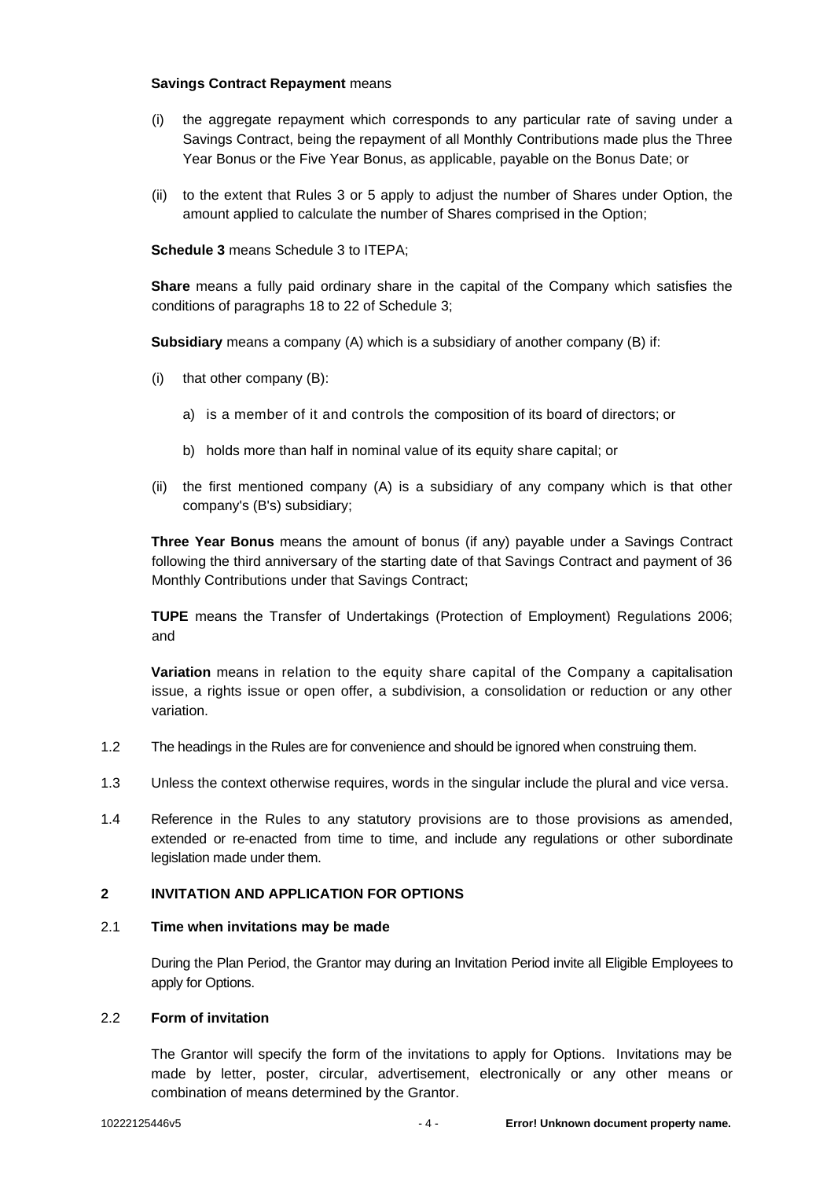**Savings Contract Repayment** means

(i) the aggregate repayment which corresponds to any particular rate of saving under a Savings Contract, being the repayment of all Monthly Contributions made plus the Three Year Bonus or the Five Year Bonus, as applicable, payable on the Bonus Date; or

(ii) to the extent that Rules 3 or 5 apply to adjust the number of Shares under Option, the amount applied to calculate the number of Shares comprised in the Option;

**Schedule 3** means Schedule 3 to ITEPA;

**Share** means a fully paid ordinary share in the capital of the Company which satisfies the conditions of paragraphs 18 to 22 of Schedule 3;

**Subsidiary** means a company (A) which is a subsidiary of another company (B) if:

(i) that other company (B):

a) is a member of it and controls the composition of its board of directors; or

b) holds more than half in nominal value of its equity share capital; or

(ii) the first mentioned company (A) is a subsidiary of any company which is that other company's (B's) subsidiary;

**Three Year Bonus** means the amount of bonus (if any) payable under a Savings Contract following the third anniversary of the starting date of that Savings Contract and payment of 36 Monthly Contributions under that Savings Contract;

**TUPE** means the Transfer of Undertakings (Protection of Employment) Regulations 2006; and

**Variation** means in relation to the equity share capital of the Company a capitalisation issue, a rights issue or open offer, a subdivision, a consolidation or reduction or any other variation.

1.2 The headings in the Rules are for convenience and should be ignored when construing them.

1.3 Unless the context otherwise requires, words in the singular include the plural and vice versa.

1.4 Reference in the Rules to any statutory provisions are to those provisions as amended, extended or re-enacted from time to time, and include any regulations or other subordinate legislation made under them.

## 2 INVITATION AND APPLICATION FOR OPTIONS

### 2.1 Time when invitations may be made

During the Plan Period, the Grantor may during an Invitation Period invite all Eligible Employees to apply for Options.

### 2.2 Form of invitation

The Grantor will specify the form of the invitations to apply for Options. Invitations may be made by letter, poster, circular, advertisement, electronically or any other means or combination of means determined by the Grantor.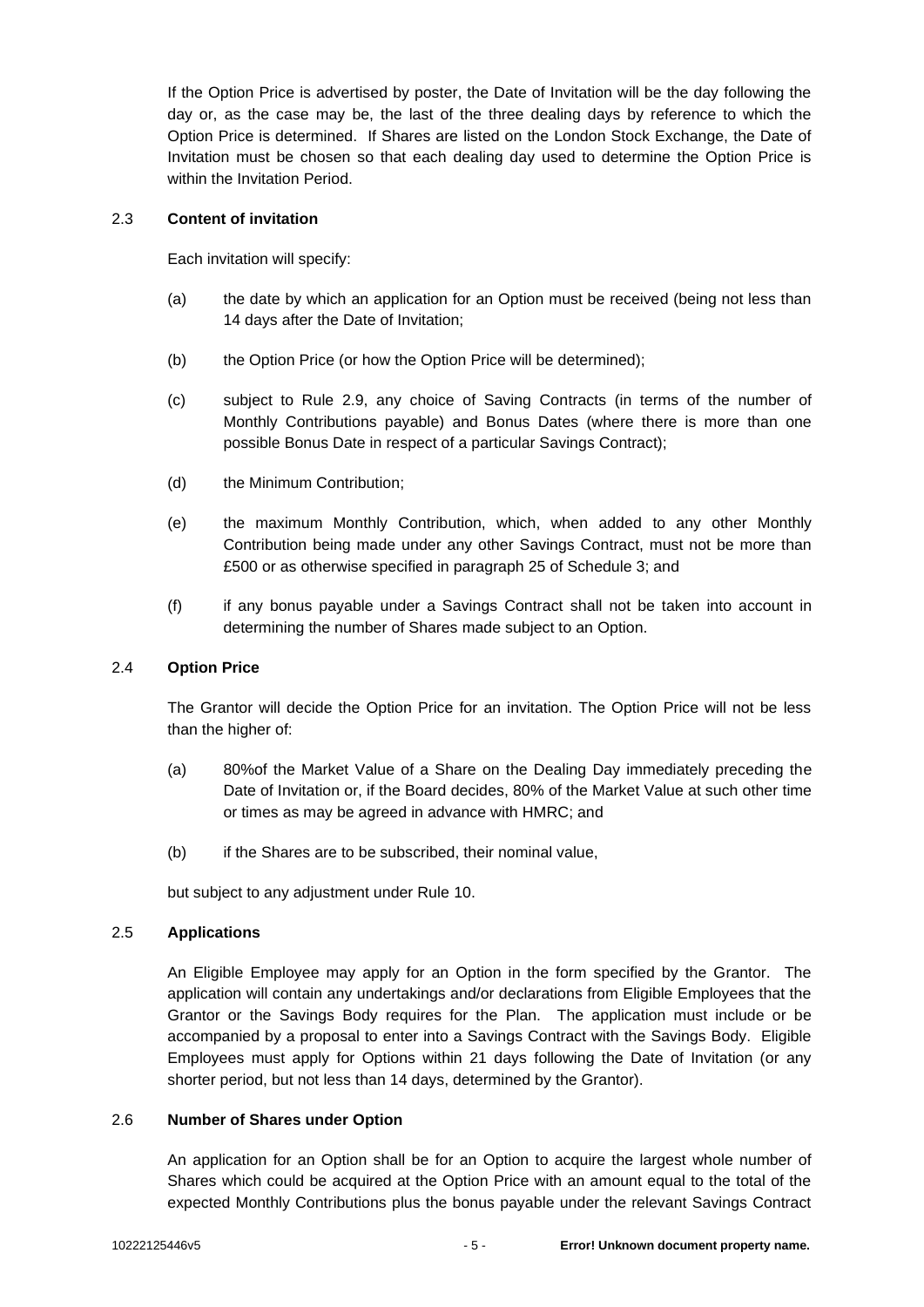If the Option Price is advertised by poster, the Date of Invitation will be the day following the day or, as the case may be, the last of the three dealing days by reference to which the Option Price is determined. If Shares are listed on the London Stock Exchange, the Date of Invitation must be chosen so that each dealing day used to determine the Option Price is within the Invitation Period.

2.3 **Content of invitation**

Each invitation will specify:

(a) the date by which an application for an Option must be received (being not less than 14 days after the Date of Invitation;

(b) the Option Price (or how the Option Price will be determined);

(c) subject to Rule 2.9, any choice of Saving Contracts (in terms of the number of Monthly Contributions payable) and Bonus Dates (where there is more than one possible Bonus Date in respect of a particular Savings Contract);

(d) the Minimum Contribution;

(e) the maximum Monthly Contribution, which, when added to any other Monthly Contribution being made under any other Savings Contract, must not be more than £500 or as otherwise specified in paragraph 25 of Schedule 3; and

(f) if any bonus payable under a Savings Contract shall not be taken into account in determining the number of Shares made subject to an Option.

2.4 **Option Price**

The Grantor will decide the Option Price for an invitation. The Option Price will not be less than the higher of:

(a) 80%of the Market Value of a Share on the Dealing Day immediately preceding the Date of Invitation or, if the Board decides, 80% of the Market Value at such other time or times as may be agreed in advance with HMRC; and

(b) if the Shares are to be subscribed, their nominal value,

but subject to any adjustment under Rule 10.

2.5 **Applications**

An Eligible Employee may apply for an Option in the form specified by the Grantor. The application will contain any undertakings and/or declarations from Eligible Employees that the Grantor or the Savings Body requires for the Plan. The application must include or be accompanied by a proposal to enter into a Savings Contract with the Savings Body. Eligible Employees must apply for Options within 21 days following the Date of Invitation (or any shorter period, but not less than 14 days, determined by the Grantor).

2.6 **Number of Shares under Option**

An application for an Option shall be for an Option to acquire the largest whole number of Shares which could be acquired at the Option Price with an amount equal to the total of the expected Monthly Contributions plus the bonus payable under the relevant Savings Contract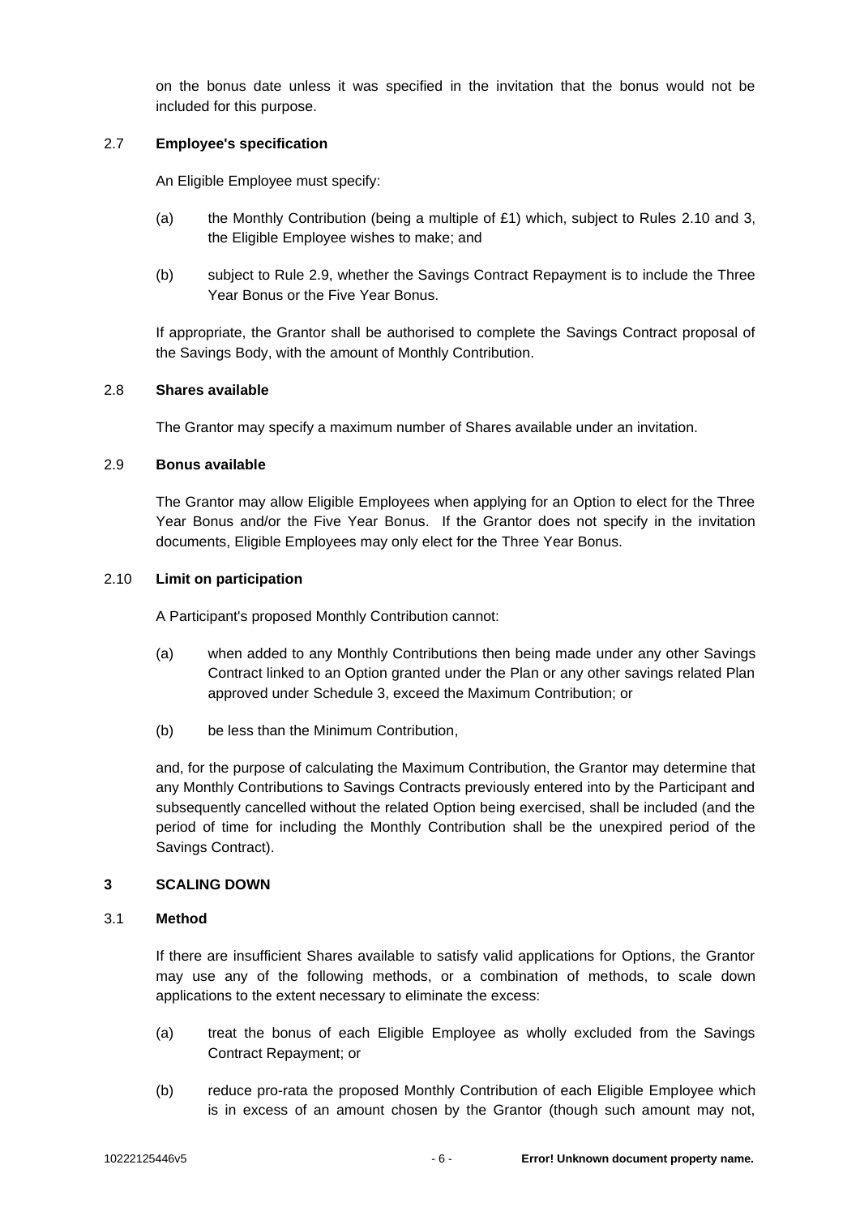on the bonus date unless it was specified in the invitation that the bonus would not be included for this purpose.

### 2.7 **Employee's specification**

An Eligible Employee must specify:

(a) the Monthly Contribution (being a multiple of £1) which, subject to Rules 2.10 and 3, the Eligible Employee wishes to make; and

(b) subject to Rule 2.9, whether the Savings Contract Repayment is to include the Three Year Bonus or the Five Year Bonus.

If appropriate, the Grantor shall be authorised to complete the Savings Contract proposal of the Savings Body, with the amount of Monthly Contribution.

### 2.8 **Shares available**

The Grantor may specify a maximum number of Shares available under an invitation.

### 2.9 **Bonus available**

The Grantor may allow Eligible Employees when applying for an Option to elect for the Three Year Bonus and/or the Five Year Bonus. If the Grantor does not specify in the invitation documents, Eligible Employees may only elect for the Three Year Bonus.

### 2.10 **Limit on participation**

A Participant's proposed Monthly Contribution cannot:

(a) when added to any Monthly Contributions then being made under any other Savings Contract linked to an Option granted under the Plan or any other savings related Plan approved under Schedule 3, exceed the Maximum Contribution; or

(b) be less than the Minimum Contribution,

and, for the purpose of calculating the Maximum Contribution, the Grantor may determine that any Monthly Contributions to Savings Contracts previously entered into by the Participant and subsequently cancelled without the related Option being exercised, shall be included (and the period of time for including the Monthly Contribution shall be the unexpired period of the Savings Contract).

## 3 SCALING DOWN

### 3.1 **Method**

If there are insufficient Shares available to satisfy valid applications for Options, the Grantor may use any of the following methods, or a combination of methods, to scale down applications to the extent necessary to eliminate the excess:

(a) treat the bonus of each Eligible Employee as wholly excluded from the Savings Contract Repayment; or

(b) reduce pro-rata the proposed Monthly Contribution of each Eligible Employee which is in excess of an amount chosen by the Grantor (though such amount may not,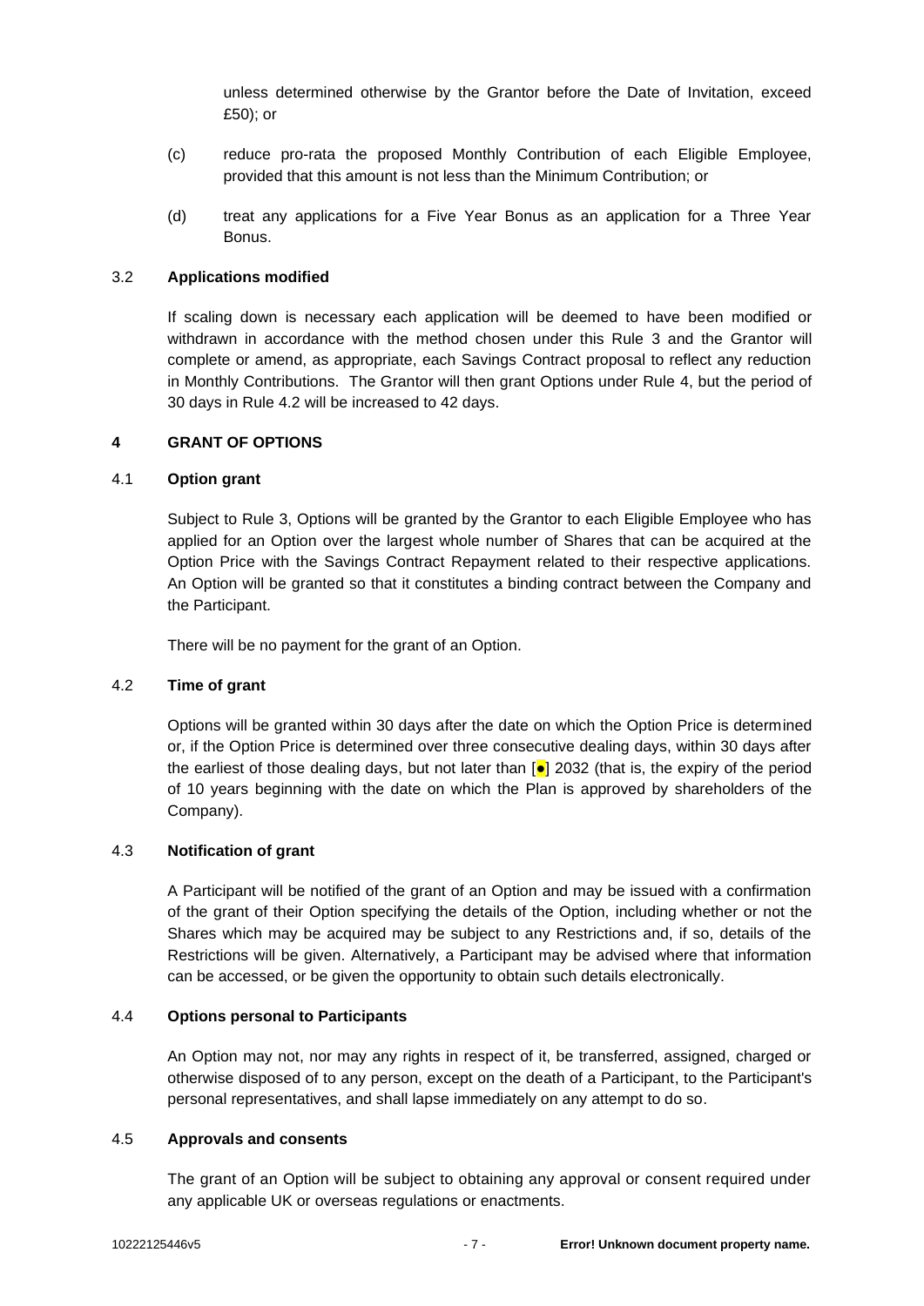unless determined otherwise by the Grantor before the Date of Invitation, exceed £50); or

(c) reduce pro-rata the proposed Monthly Contribution of each Eligible Employee, provided that this amount is not less than the Minimum Contribution; or

(d) treat any applications for a Five Year Bonus as an application for a Three Year Bonus.

3.2 **Applications modified**

If scaling down is necessary each application will be deemed to have been modified or withdrawn in accordance with the method chosen under this Rule 3 and the Grantor will complete or amend, as appropriate, each Savings Contract proposal to reflect any reduction in Monthly Contributions. The Grantor will then grant Options under Rule 4, but the period of 30 days in Rule 4.2 will be increased to 42 days.

## 4 GRANT OF OPTIONS

4.1 **Option grant**

Subject to Rule 3, Options will be granted by the Grantor to each Eligible Employee who has applied for an Option over the largest whole number of Shares that can be acquired at the Option Price with the Savings Contract Repayment related to their respective applications. An Option will be granted so that it constitutes a binding contract between the Company and the Participant.

There will be no payment for the grant of an Option.

4.2 **Time of grant**

Options will be granted within 30 days after the date on which the Option Price is determined or, if the Option Price is determined over three consecutive dealing days, within 30 days after the earliest of those dealing days, but not later than [●] 2032 (that is, the expiry of the period of 10 years beginning with the date on which the Plan is approved by shareholders of the Company).

4.3 **Notification of grant**

A Participant will be notified of the grant of an Option and may be issued with a confirmation of the grant of their Option specifying the details of the Option, including whether or not the Shares which may be acquired may be subject to any Restrictions and, if so, details of the Restrictions will be given. Alternatively, a Participant may be advised where that information can be accessed, or be given the opportunity to obtain such details electronically.

4.4 **Options personal to Participants**

An Option may not, nor may any rights in respect of it, be transferred, assigned, charged or otherwise disposed of to any person, except on the death of a Participant, to the Participant's personal representatives, and shall lapse immediately on any attempt to do so.

4.5 **Approvals and consents**

The grant of an Option will be subject to obtaining any approval or consent required under any applicable UK or overseas regulations or enactments.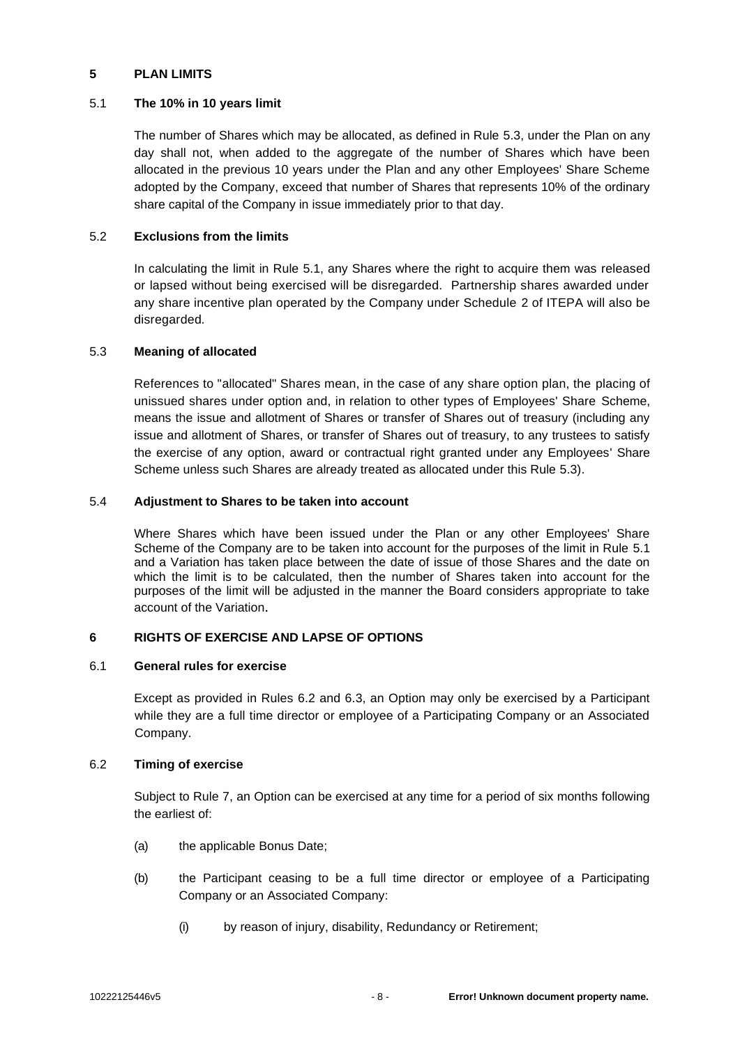## 5 PLAN LIMITS

### 5.1 The 10% in 10 years limit

The number of Shares which may be allocated, as defined in Rule 5.3, under the Plan on any day shall not, when added to the aggregate of the number of Shares which have been allocated in the previous 10 years under the Plan and any other Employees' Share Scheme adopted by the Company, exceed that number of Shares that represents 10% of the ordinary share capital of the Company in issue immediately prior to that day.

### 5.2 Exclusions from the limits

In calculating the limit in Rule 5.1, any Shares where the right to acquire them was released or lapsed without being exercised will be disregarded. Partnership shares awarded under any share incentive plan operated by the Company under Schedule 2 of ITEPA will also be disregarded.

### 5.3 Meaning of allocated

References to "allocated" Shares mean, in the case of any share option plan, the placing of unissued shares under option and, in relation to other types of Employees' Share Scheme, means the issue and allotment of Shares or transfer of Shares out of treasury (including any issue and allotment of Shares, or transfer of Shares out of treasury, to any trustees to satisfy the exercise of any option, award or contractual right granted under any Employees' Share Scheme unless such Shares are already treated as allocated under this Rule 5.3).

### 5.4 Adjustment to Shares to be taken into account

Where Shares which have been issued under the Plan or any other Employees' Share Scheme of the Company are to be taken into account for the purposes of the limit in Rule 5.1 and a Variation has taken place between the date of issue of those Shares and the date on which the limit is to be calculated, then the number of Shares taken into account for the purposes of the limit will be adjusted in the manner the Board considers appropriate to take account of the Variation.

## 6 RIGHTS OF EXERCISE AND LAPSE OF OPTIONS

### 6.1 General rules for exercise

Except as provided in Rules 6.2 and 6.3, an Option may only be exercised by a Participant while they are a full time director or employee of a Participating Company or an Associated Company.

### 6.2 Timing of exercise

Subject to Rule 7, an Option can be exercised at any time for a period of six months following the earliest of:

(a) the applicable Bonus Date;

(b) the Participant ceasing to be a full time director or employee of a Participating Company or an Associated Company:

(i) by reason of injury, disability, Redundancy or Retirement;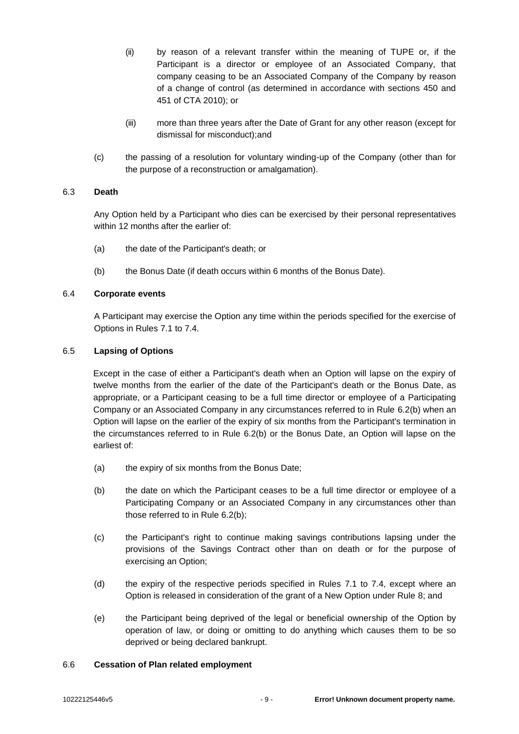(ii) by reason of a relevant transfer within the meaning of TUPE or, if the Participant is a director or employee of an Associated Company, that company ceasing to be an Associated Company of the Company by reason of a change of control (as determined in accordance with sections 450 and 451 of CTA 2010); or

(iii) more than three years after the Date of Grant for any other reason (except for dismissal for misconduct);and

(c) the passing of a resolution for voluntary winding-up of the Company (other than for the purpose of a reconstruction or amalgamation).

### 6.3 Death

Any Option held by a Participant who dies can be exercised by their personal representatives within 12 months after the earlier of:

(a) the date of the Participant's death; or

(b) the Bonus Date (if death occurs within 6 months of the Bonus Date).

### 6.4 Corporate events

A Participant may exercise the Option any time within the periods specified for the exercise of Options in Rules 7.1 to 7.4.

### 6.5 Lapsing of Options

Except in the case of either a Participant's death when an Option will lapse on the expiry of twelve months from the earlier of the date of the Participant's death or the Bonus Date, as appropriate, or a Participant ceasing to be a full time director or employee of a Participating Company or an Associated Company in any circumstances referred to in Rule 6.2(b) when an Option will lapse on the earlier of the expiry of six months from the Participant's termination in the circumstances referred to in Rule 6.2(b) or the Bonus Date, an Option will lapse on the earliest of:

(a) the expiry of six months from the Bonus Date;

(b) the date on which the Participant ceases to be a full time director or employee of a Participating Company or an Associated Company in any circumstances other than those referred to in Rule 6.2(b);

(c) the Participant's right to continue making savings contributions lapsing under the provisions of the Savings Contract other than on death or for the purpose of exercising an Option;

(d) the expiry of the respective periods specified in Rules 7.1 to 7.4, except where an Option is released in consideration of the grant of a New Option under Rule 8; and

(e) the Participant being deprived of the legal or beneficial ownership of the Option by operation of law, or doing or omitting to do anything which causes them to be so deprived or being declared bankrupt.

### 6.6 Cessation of Plan related employment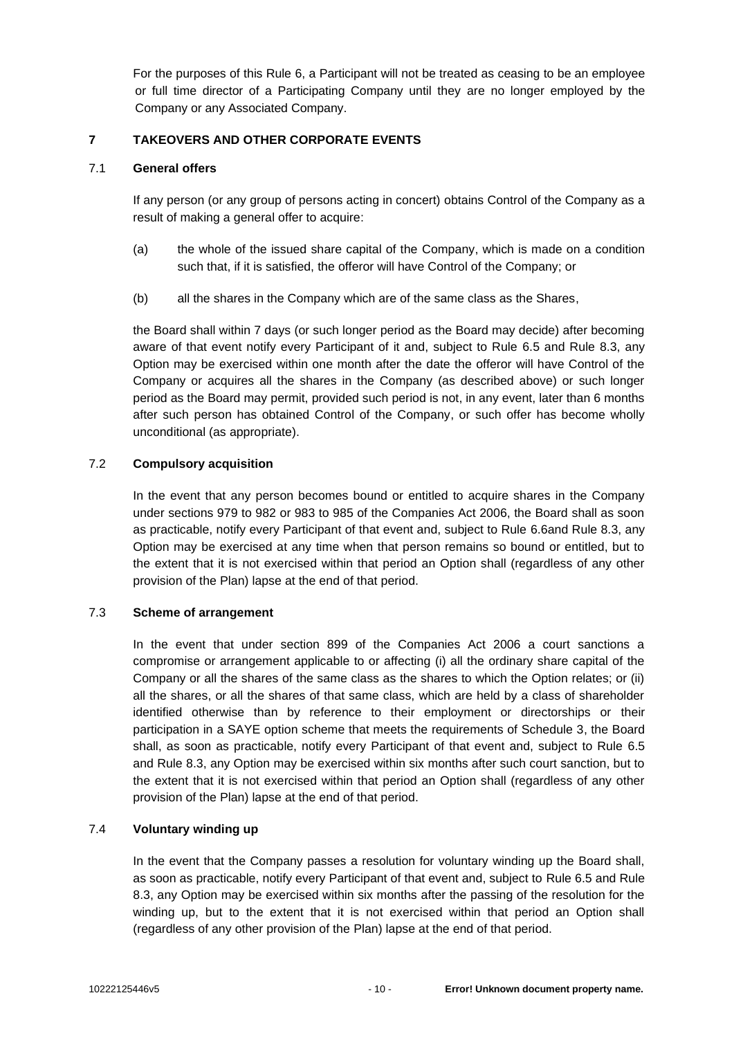For the purposes of this Rule 6, a Participant will not be treated as ceasing to be an employee or full time director of a Participating Company until they are no longer employed by the Company or any Associated Company.

## 7 TAKEOVERS AND OTHER CORPORATE EVENTS

### 7.1 General offers

If any person (or any group of persons acting in concert) obtains Control of the Company as a result of making a general offer to acquire:

(a) the whole of the issued share capital of the Company, which is made on a condition such that, if it is satisfied, the offeror will have Control of the Company; or

(b) all the shares in the Company which are of the same class as the Shares,

the Board shall within 7 days (or such longer period as the Board may decide) after becoming aware of that event notify every Participant of it and, subject to Rule 6.5 and Rule 8.3, any Option may be exercised within one month after the date the offeror will have Control of the Company or acquires all the shares in the Company (as described above) or such longer period as the Board may permit, provided such period is not, in any event, later than 6 months after such person has obtained Control of the Company, or such offer has become wholly unconditional (as appropriate).

### 7.2 Compulsory acquisition

In the event that any person becomes bound or entitled to acquire shares in the Company under sections 979 to 982 or 983 to 985 of the Companies Act 2006, the Board shall as soon as practicable, notify every Participant of that event and, subject to Rule 6.6and Rule 8.3, any Option may be exercised at any time when that person remains so bound or entitled, but to the extent that it is not exercised within that period an Option shall (regardless of any other provision of the Plan) lapse at the end of that period.

### 7.3 Scheme of arrangement

In the event that under section 899 of the Companies Act 2006 a court sanctions a compromise or arrangement applicable to or affecting (i) all the ordinary share capital of the Company or all the shares of the same class as the shares to which the Option relates; or (ii) all the shares, or all the shares of that same class, which are held by a class of shareholder identified otherwise than by reference to their employment or directorships or their participation in a SAYE option scheme that meets the requirements of Schedule 3, the Board shall, as soon as practicable, notify every Participant of that event and, subject to Rule 6.5 and Rule 8.3, any Option may be exercised within six months after such court sanction, but to the extent that it is not exercised within that period an Option shall (regardless of any other provision of the Plan) lapse at the end of that period.

### 7.4 Voluntary winding up

In the event that the Company passes a resolution for voluntary winding up the Board shall, as soon as practicable, notify every Participant of that event and, subject to Rule 6.5 and Rule 8.3, any Option may be exercised within six months after the passing of the resolution for the winding up, but to the extent that it is not exercised within that period an Option shall (regardless of any other provision of the Plan) lapse at the end of that period.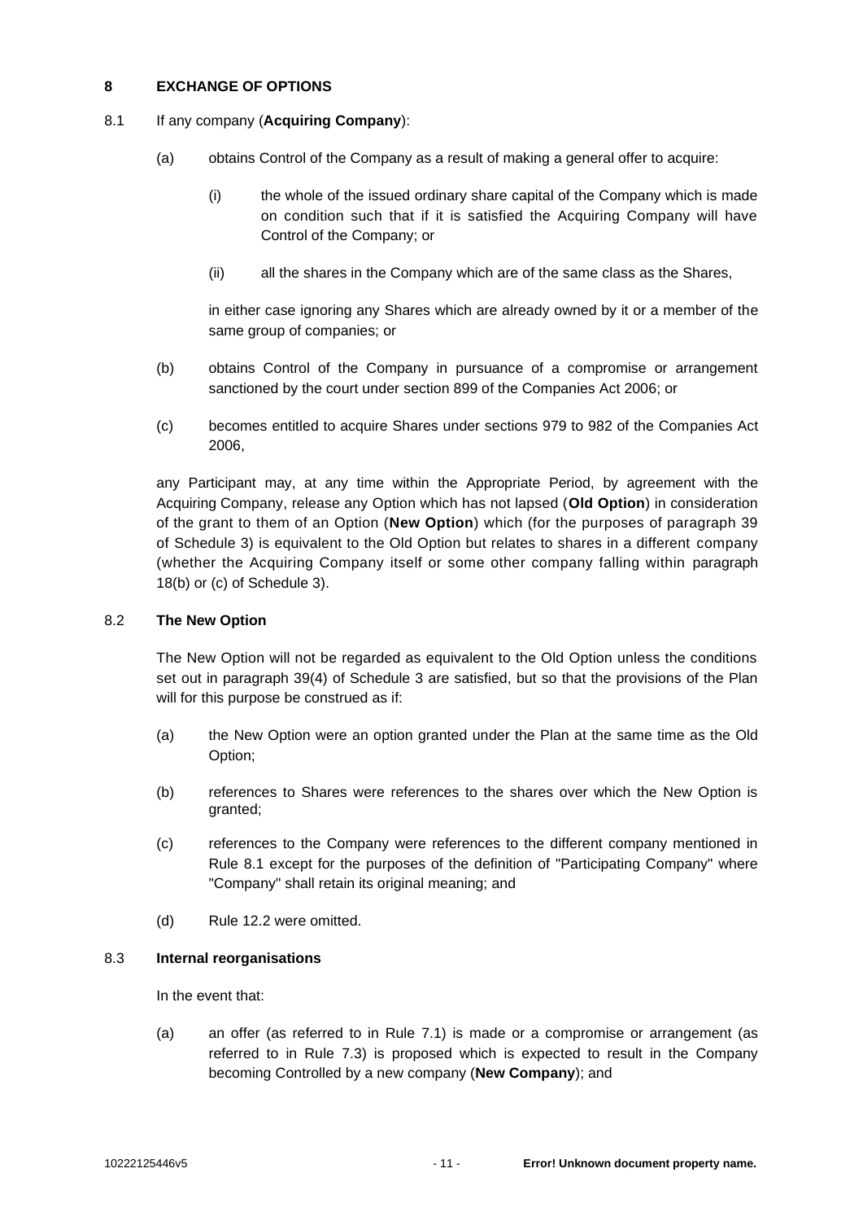## 8 EXCHANGE OF OPTIONS

8.1 If any company (**Acquiring Company**):

(a) obtains Control of the Company as a result of making a general offer to acquire:

(i) the whole of the issued ordinary share capital of the Company which is made on condition such that if it is satisfied the Acquiring Company will have Control of the Company; or

(ii) all the shares in the Company which are of the same class as the Shares,

in either case ignoring any Shares which are already owned by it or a member of the same group of companies; or

(b) obtains Control of the Company in pursuance of a compromise or arrangement sanctioned by the court under section 899 of the Companies Act 2006; or

(c) becomes entitled to acquire Shares under sections 979 to 982 of the Companies Act 2006,

any Participant may, at any time within the Appropriate Period, by agreement with the Acquiring Company, release any Option which has not lapsed (**Old Option**) in consideration of the grant to them of an Option (**New Option**) which (for the purposes of paragraph 39 of Schedule 3) is equivalent to the Old Option but relates to shares in a different company (whether the Acquiring Company itself or some other company falling within paragraph 18(b) or (c) of Schedule 3).

8.2 **The New Option**

The New Option will not be regarded as equivalent to the Old Option unless the conditions set out in paragraph 39(4) of Schedule 3 are satisfied, but so that the provisions of the Plan will for this purpose be construed as if:

(a) the New Option were an option granted under the Plan at the same time as the Old Option;

(b) references to Shares were references to the shares over which the New Option is granted;

(c) references to the Company were references to the different company mentioned in Rule 8.1 except for the purposes of the definition of "Participating Company" where "Company" shall retain its original meaning; and

(d) Rule 12.2 were omitted.

8.3 **Internal reorganisations**

In the event that:

(a) an offer (as referred to in Rule 7.1) is made or a compromise or arrangement (as referred to in Rule 7.3) is proposed which is expected to result in the Company becoming Controlled by a new company (**New Company**); and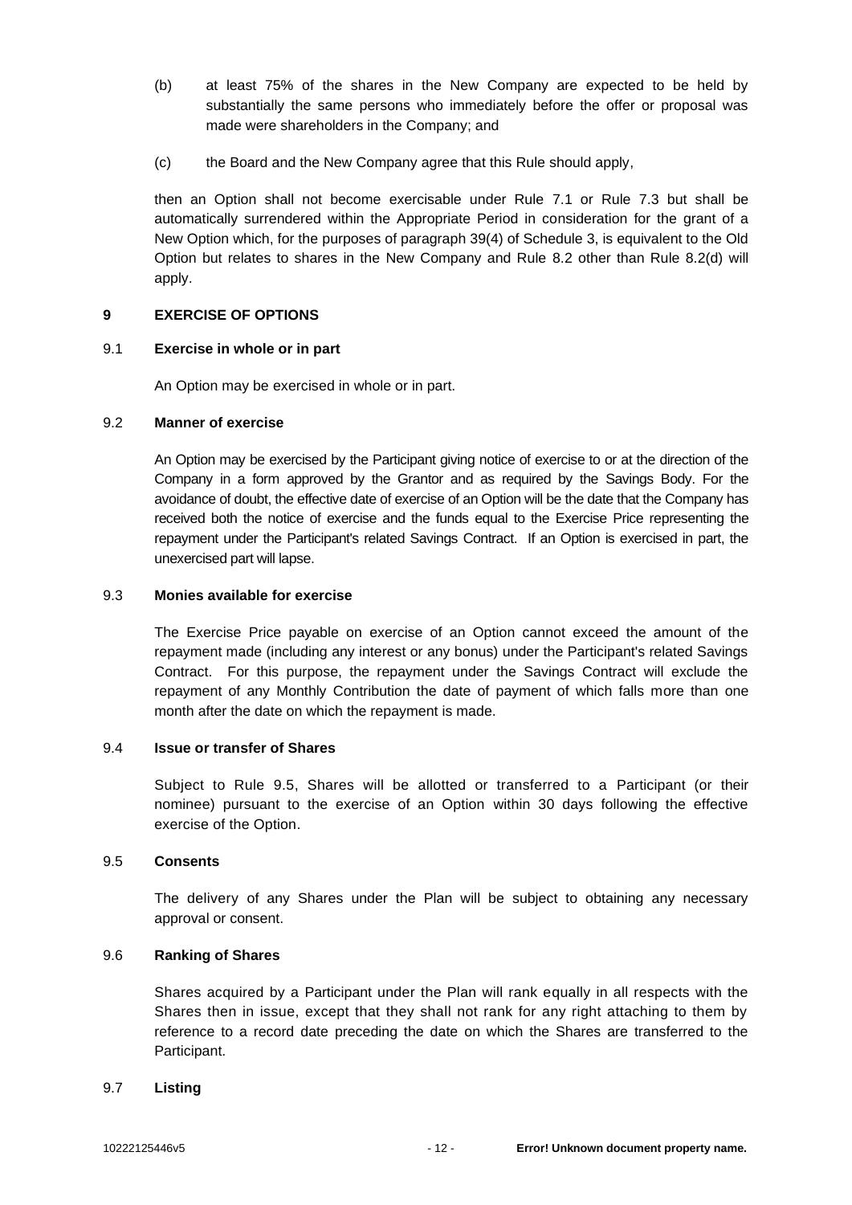(b) at least 75% of the shares in the New Company are expected to be held by substantially the same persons who immediately before the offer or proposal was made were shareholders in the Company; and

(c) the Board and the New Company agree that this Rule should apply,

then an Option shall not become exercisable under Rule 7.1 or Rule 7.3 but shall be automatically surrendered within the Appropriate Period in consideration for the grant of a New Option which, for the purposes of paragraph 39(4) of Schedule 3, is equivalent to the Old Option but relates to shares in the New Company and Rule 8.2 other than Rule 8.2(d) will apply.

## 9 EXERCISE OF OPTIONS

### 9.1 Exercise in whole or in part

An Option may be exercised in whole or in part.

### 9.2 Manner of exercise

An Option may be exercised by the Participant giving notice of exercise to or at the direction of the Company in a form approved by the Grantor and as required by the Savings Body. For the avoidance of doubt, the effective date of exercise of an Option will be the date that the Company has received both the notice of exercise and the funds equal to the Exercise Price representing the repayment under the Participant's related Savings Contract. If an Option is exercised in part, the unexercised part will lapse.

### 9.3 Monies available for exercise

The Exercise Price payable on exercise of an Option cannot exceed the amount of the repayment made (including any interest or any bonus) under the Participant's related Savings Contract. For this purpose, the repayment under the Savings Contract will exclude the repayment of any Monthly Contribution the date of payment of which falls more than one month after the date on which the repayment is made.

### 9.4 Issue or transfer of Shares

Subject to Rule 9.5, Shares will be allotted or transferred to a Participant (or their nominee) pursuant to the exercise of an Option within 30 days following the effective exercise of the Option.

### 9.5 Consents

The delivery of any Shares under the Plan will be subject to obtaining any necessary approval or consent.

### 9.6 Ranking of Shares

Shares acquired by a Participant under the Plan will rank equally in all respects with the Shares then in issue, except that they shall not rank for any right attaching to them by reference to a record date preceding the date on which the Shares are transferred to the Participant.

### 9.7 Listing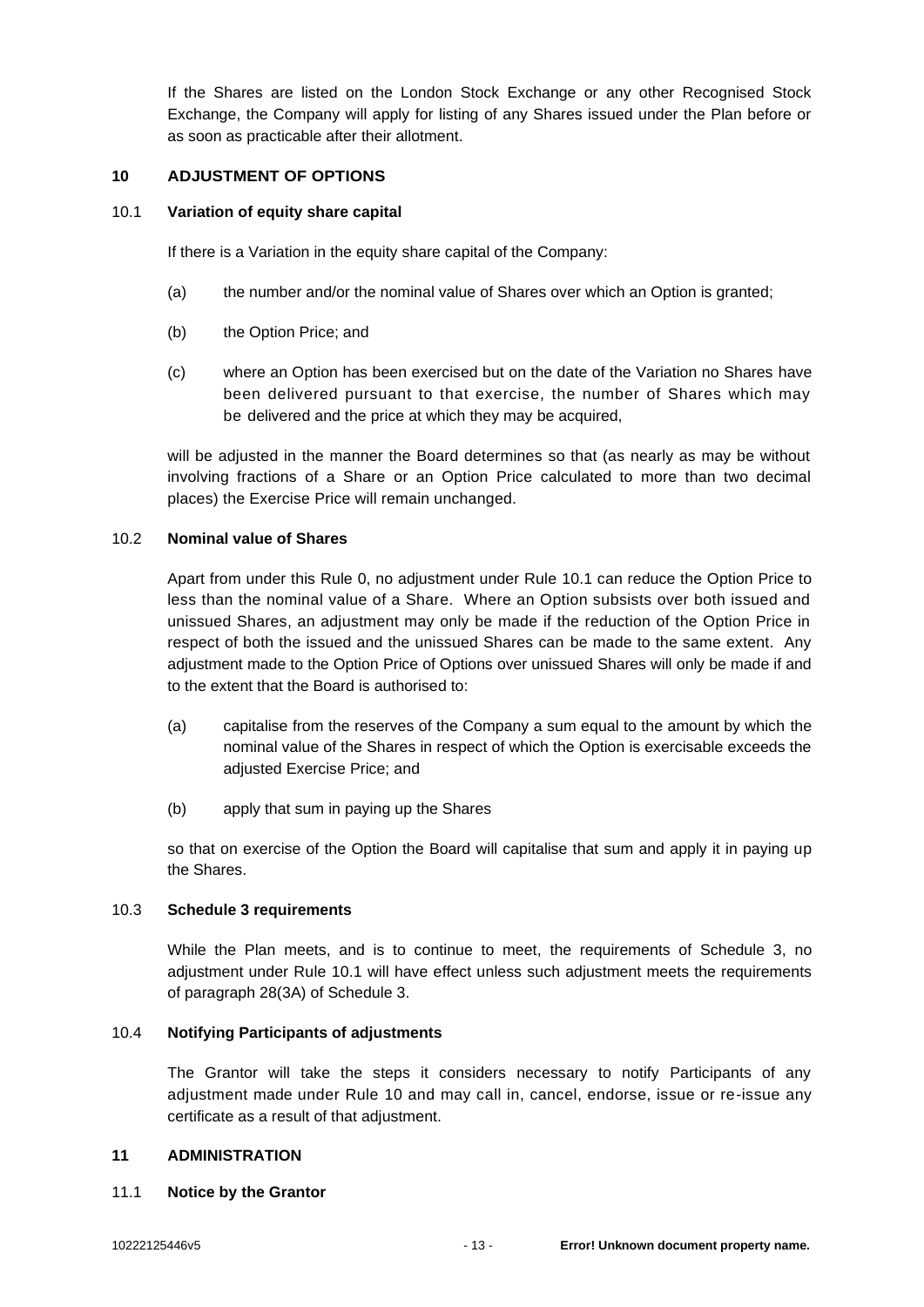If the Shares are listed on the London Stock Exchange or any other Recognised Stock Exchange, the Company will apply for listing of any Shares issued under the Plan before or as soon as practicable after their allotment.

## 10 ADJUSTMENT OF OPTIONS

### 10.1 Variation of equity share capital

If there is a Variation in the equity share capital of the Company:

(a) the number and/or the nominal value of Shares over which an Option is granted;

(b) the Option Price; and

(c) where an Option has been exercised but on the date of the Variation no Shares have been delivered pursuant to that exercise, the number of Shares which may be delivered and the price at which they may be acquired,

will be adjusted in the manner the Board determines so that (as nearly as may be without involving fractions of a Share or an Option Price calculated to more than two decimal places) the Exercise Price will remain unchanged.

### 10.2 Nominal value of Shares

Apart from under this Rule 0, no adjustment under Rule 10.1 can reduce the Option Price to less than the nominal value of a Share. Where an Option subsists over both issued and unissued Shares, an adjustment may only be made if the reduction of the Option Price in respect of both the issued and the unissued Shares can be made to the same extent. Any adjustment made to the Option Price of Options over unissued Shares will only be made if and to the extent that the Board is authorised to:

(a) capitalise from the reserves of the Company a sum equal to the amount by which the nominal value of the Shares in respect of which the Option is exercisable exceeds the adjusted Exercise Price; and

(b) apply that sum in paying up the Shares

so that on exercise of the Option the Board will capitalise that sum and apply it in paying up the Shares.

### 10.3 Schedule 3 requirements

While the Plan meets, and is to continue to meet, the requirements of Schedule 3, no adjustment under Rule 10.1 will have effect unless such adjustment meets the requirements of paragraph 28(3A) of Schedule 3.

### 10.4 Notifying Participants of adjustments

The Grantor will take the steps it considers necessary to notify Participants of any adjustment made under Rule 10 and may call in, cancel, endorse, issue or re-issue any certificate as a result of that adjustment.

## 11 ADMINISTRATION

### 11.1 Notice by the Grantor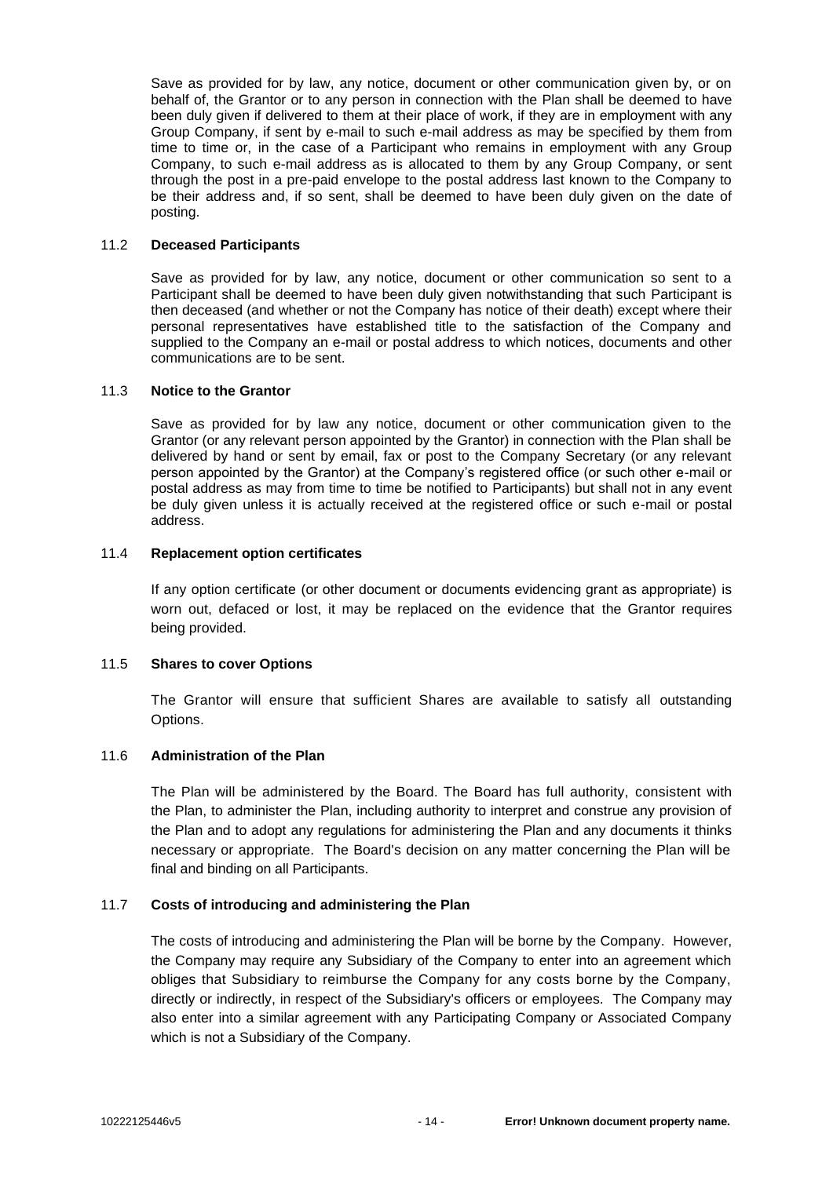Save as provided for by law, any notice, document or other communication given by, or on behalf of, the Grantor or to any person in connection with the Plan shall be deemed to have been duly given if delivered to them at their place of work, if they are in employment with any Group Company, if sent by e-mail to such e-mail address as may be specified by them from time to time or, in the case of a Participant who remains in employment with any Group Company, to such e-mail address as is allocated to them by any Group Company, or sent through the post in a pre-paid envelope to the postal address last known to the Company to be their address and, if so sent, shall be deemed to have been duly given on the date of posting.

11.2 **Deceased Participants**

Save as provided for by law, any notice, document or other communication so sent to a Participant shall be deemed to have been duly given notwithstanding that such Participant is then deceased (and whether or not the Company has notice of their death) except where their personal representatives have established title to the satisfaction of the Company and supplied to the Company an e-mail or postal address to which notices, documents and other communications are to be sent.

11.3 **Notice to the Grantor**

Save as provided for by law any notice, document or other communication given to the Grantor (or any relevant person appointed by the Grantor) in connection with the Plan shall be delivered by hand or sent by email, fax or post to the Company Secretary (or any relevant person appointed by the Grantor) at the Company's registered office (or such other e-mail or postal address as may from time to time be notified to Participants) but shall not in any event be duly given unless it is actually received at the registered office or such e-mail or postal address.

11.4 **Replacement option certificates**

If any option certificate (or other document or documents evidencing grant as appropriate) is worn out, defaced or lost, it may be replaced on the evidence that the Grantor requires being provided.

11.5 **Shares to cover Options**

The Grantor will ensure that sufficient Shares are available to satisfy all outstanding Options.

11.6 **Administration of the Plan**

The Plan will be administered by the Board. The Board has full authority, consistent with the Plan, to administer the Plan, including authority to interpret and construe any provision of the Plan and to adopt any regulations for administering the Plan and any documents it thinks necessary or appropriate. The Board's decision on any matter concerning the Plan will be final and binding on all Participants.

11.7 **Costs of introducing and administering the Plan**

The costs of introducing and administering the Plan will be borne by the Company. However, the Company may require any Subsidiary of the Company to enter into an agreement which obliges that Subsidiary to reimburse the Company for any costs borne by the Company, directly or indirectly, in respect of the Subsidiary's officers or employees. The Company may also enter into a similar agreement with any Participating Company or Associated Company which is not a Subsidiary of the Company.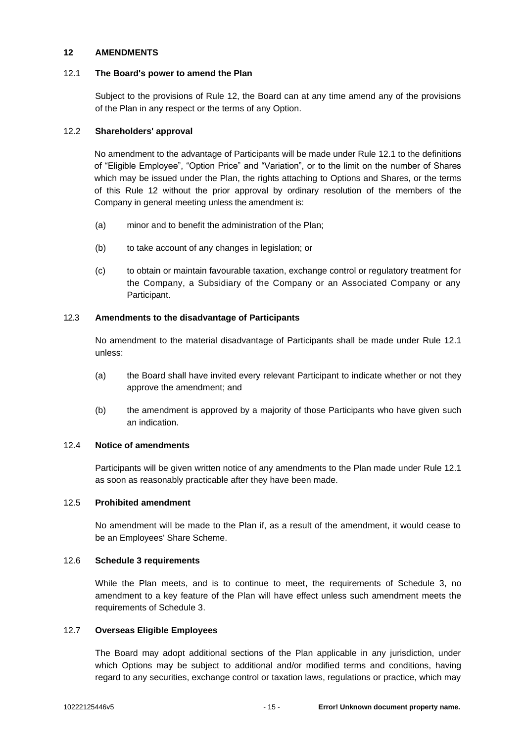## 12 AMENDMENTS

### 12.1 The Board's power to amend the Plan

Subject to the provisions of Rule 12, the Board can at any time amend any of the provisions of the Plan in any respect or the terms of any Option.

### 12.2 Shareholders' approval

No amendment to the advantage of Participants will be made under Rule 12.1 to the definitions of "Eligible Employee", "Option Price" and "Variation", or to the limit on the number of Shares which may be issued under the Plan, the rights attaching to Options and Shares, or the terms of this Rule 12 without the prior approval by ordinary resolution of the members of the Company in general meeting unless the amendment is:

(a) minor and to benefit the administration of the Plan;

(b) to take account of any changes in legislation; or

(c) to obtain or maintain favourable taxation, exchange control or regulatory treatment for the Company, a Subsidiary of the Company or an Associated Company or any Participant.

### 12.3 Amendments to the disadvantage of Participants

No amendment to the material disadvantage of Participants shall be made under Rule 12.1 unless:

(a) the Board shall have invited every relevant Participant to indicate whether or not they approve the amendment; and

(b) the amendment is approved by a majority of those Participants who have given such an indication.

### 12.4 Notice of amendments

Participants will be given written notice of any amendments to the Plan made under Rule 12.1 as soon as reasonably practicable after they have been made.

### 12.5 Prohibited amendment

No amendment will be made to the Plan if, as a result of the amendment, it would cease to be an Employees' Share Scheme.

### 12.6 Schedule 3 requirements

While the Plan meets, and is to continue to meet, the requirements of Schedule 3, no amendment to a key feature of the Plan will have effect unless such amendment meets the requirements of Schedule 3.

### 12.7 Overseas Eligible Employees

The Board may adopt additional sections of the Plan applicable in any jurisdiction, under which Options may be subject to additional and/or modified terms and conditions, having regard to any securities, exchange control or taxation laws, regulations or practice, which may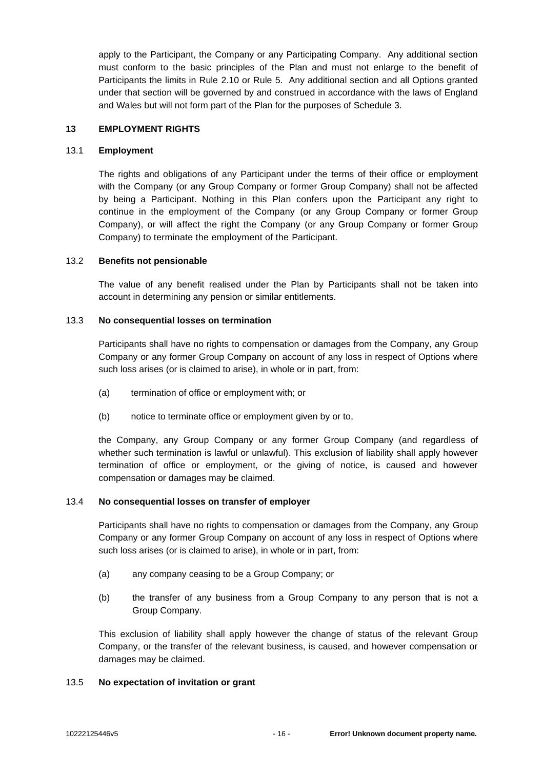apply to the Participant, the Company or any Participating Company. Any additional section must conform to the basic principles of the Plan and must not enlarge to the benefit of Participants the limits in Rule 2.10 or Rule 5. Any additional section and all Options granted under that section will be governed by and construed in accordance with the laws of England and Wales but will not form part of the Plan for the purposes of Schedule 3.

## 13 EMPLOYMENT RIGHTS

### 13.1 Employment

The rights and obligations of any Participant under the terms of their office or employment with the Company (or any Group Company or former Group Company) shall not be affected by being a Participant. Nothing in this Plan confers upon the Participant any right to continue in the employment of the Company (or any Group Company or former Group Company), or will affect the right the Company (or any Group Company or former Group Company) to terminate the employment of the Participant.

### 13.2 Benefits not pensionable

The value of any benefit realised under the Plan by Participants shall not be taken into account in determining any pension or similar entitlements.

### 13.3 No consequential losses on termination

Participants shall have no rights to compensation or damages from the Company, any Group Company or any former Group Company on account of any loss in respect of Options where such loss arises (or is claimed to arise), in whole or in part, from:

(a) termination of office or employment with; or

(b) notice to terminate office or employment given by or to,

the Company, any Group Company or any former Group Company (and regardless of whether such termination is lawful or unlawful). This exclusion of liability shall apply however termination of office or employment, or the giving of notice, is caused and however compensation or damages may be claimed.

### 13.4 No consequential losses on transfer of employer

Participants shall have no rights to compensation or damages from the Company, any Group Company or any former Group Company on account of any loss in respect of Options where such loss arises (or is claimed to arise), in whole or in part, from:

(a) any company ceasing to be a Group Company; or

(b) the transfer of any business from a Group Company to any person that is not a Group Company.

This exclusion of liability shall apply however the change of status of the relevant Group Company, or the transfer of the relevant business, is caused, and however compensation or damages may be claimed.

### 13.5 No expectation of invitation or grant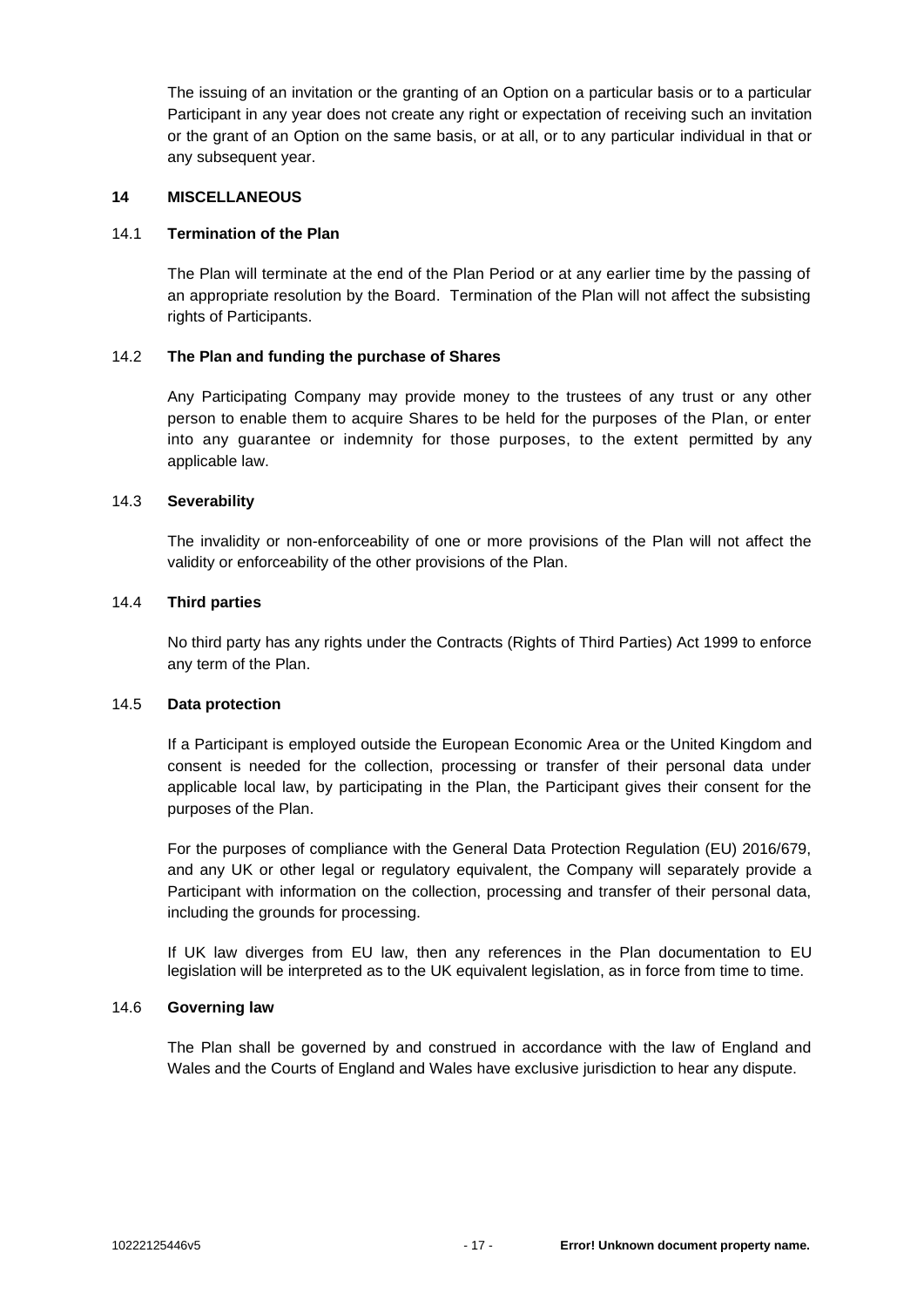The issuing of an invitation or the granting of an Option on a particular basis or to a particular Participant in any year does not create any right or expectation of receiving such an invitation or the grant of an Option on the same basis, or at all, or to any particular individual in that or any subsequent year.

## 14 MISCELLANEOUS

### 14.1 Termination of the Plan

The Plan will terminate at the end of the Plan Period or at any earlier time by the passing of an appropriate resolution by the Board. Termination of the Plan will not affect the subsisting rights of Participants.

### 14.2 The Plan and funding the purchase of Shares

Any Participating Company may provide money to the trustees of any trust or any other person to enable them to acquire Shares to be held for the purposes of the Plan, or enter into any guarantee or indemnity for those purposes, to the extent permitted by any applicable law.

### 14.3 Severability

The invalidity or non-enforceability of one or more provisions of the Plan will not affect the validity or enforceability of the other provisions of the Plan.

### 14.4 Third parties

No third party has any rights under the Contracts (Rights of Third Parties) Act 1999 to enforce any term of the Plan.

### 14.5 Data protection

If a Participant is employed outside the European Economic Area or the United Kingdom and consent is needed for the collection, processing or transfer of their personal data under applicable local law, by participating in the Plan, the Participant gives their consent for the purposes of the Plan.

For the purposes of compliance with the General Data Protection Regulation (EU) 2016/679, and any UK or other legal or regulatory equivalent, the Company will separately provide a Participant with information on the collection, processing and transfer of their personal data, including the grounds for processing.

If UK law diverges from EU law, then any references in the Plan documentation to EU legislation will be interpreted as to the UK equivalent legislation, as in force from time to time.

### 14.6 Governing law

The Plan shall be governed by and construed in accordance with the law of England and Wales and the Courts of England and Wales have exclusive jurisdiction to hear any dispute.